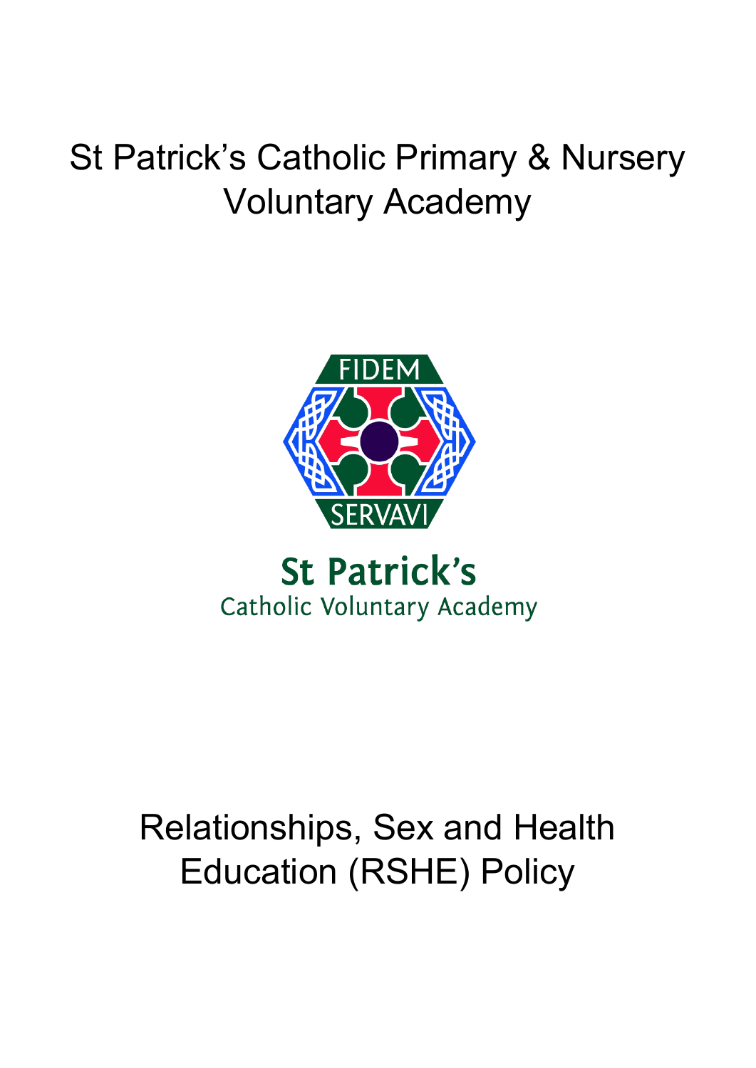# St Patrick's Catholic Primary & Nursery Voluntary Academy

FIDEM

SERVAVI

St Patrick's

Catholic Voluntary Academy

# Relationships, Sex and Health Education (RSHE) Policy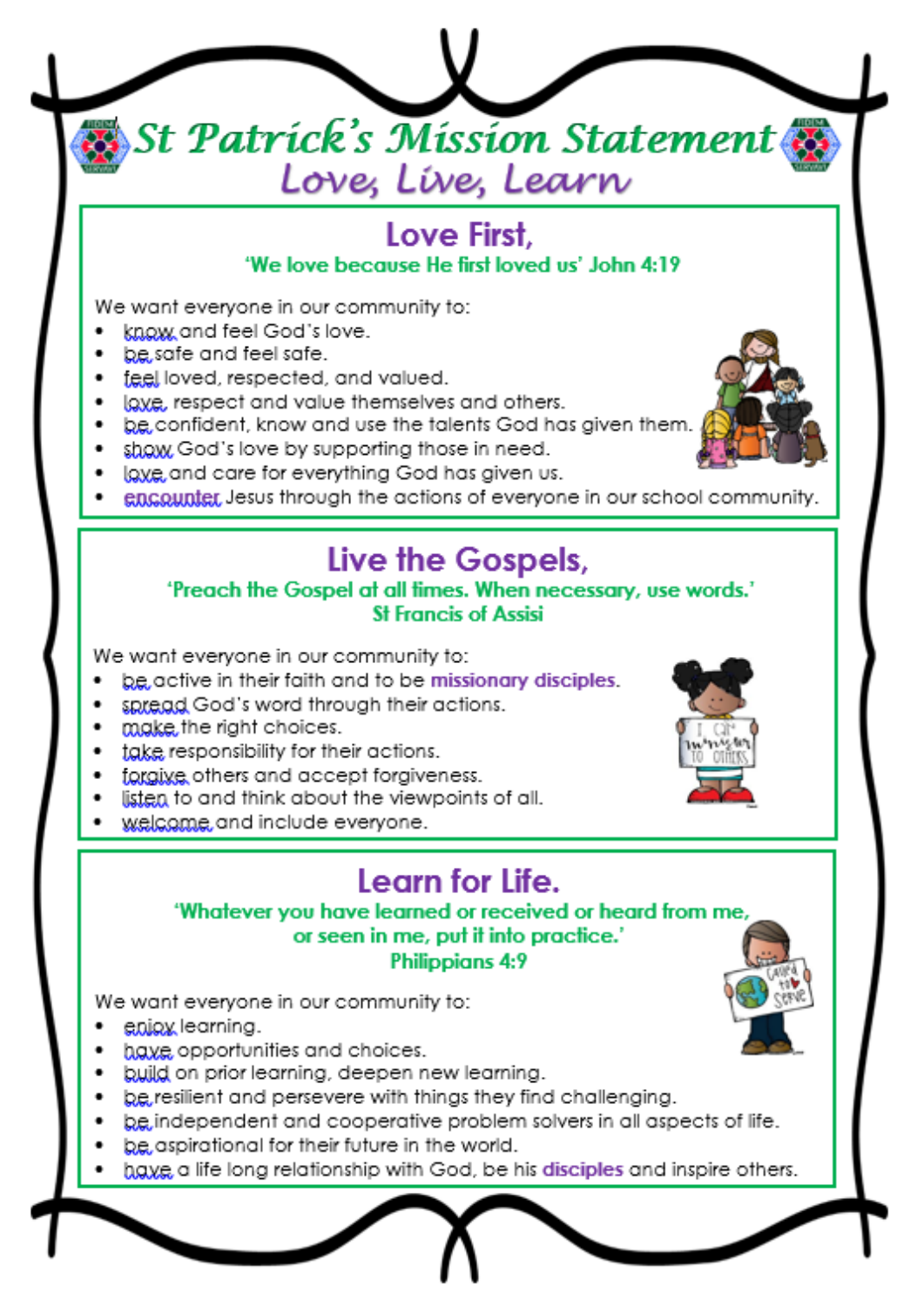# St Patrick's Mission Statement

## Love, Live, Learn

### Love First,

**'We love because He first loved us' John 4:19**

We want everyone in our community to:

- know and feel God's love.
- be safe and feel safe.
- feel loved, respected, and valued.
- love, respect and value themselves and others.
- be confident, know and use the talents God has given them.
- show God's love by supporting those in need.
- love and care for everything God has given us.
- encounter Jesus through the actions of everyone in our school community.

### Live the Gospels,

**'Preach the Gospel at all times. When necessary, use words.'**
**St Francis of Assisi**

We want everyone in our community to:

- be active in their faith and to be **missionary disciples**.
- spread God's word through their actions.
- make the right choices.
- take responsibility for their actions.
- forgive others and accept forgiveness.
- listen to and think about the viewpoints of all.
- welcome and include everyone.

### Learn for Life.

**'Whatever you have learned or received or heard from me, or seen in me, put it into practice.'**
**Philippians 4:9**

We want everyone in our community to:

- enjoy learning.
- have opportunities and choices.
- build on prior learning, deepen new learning.
- be resilient and persevere with things they find challenging.
- be independent and cooperative problem solvers in all aspects of life.
- be aspirational for their future in the world.
- have a life long relationship with God, be his **disciples** and inspire others.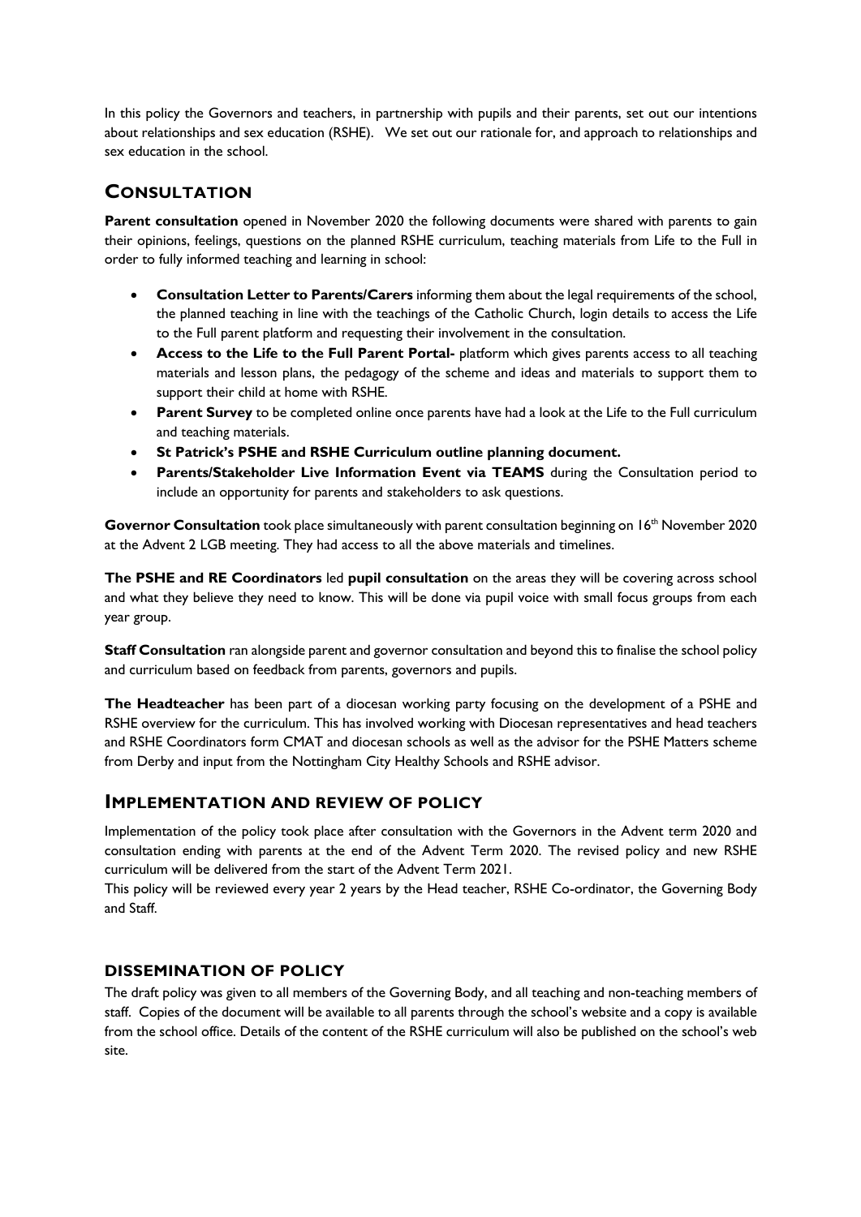In this policy the Governors and teachers, in partnership with pupils and their parents, set out our intentions about relationships and sex education (RSHE). We set out our rationale for, and approach to relationships and sex education in the school.

## CONSULTATION

**Parent consultation** opened in November 2020 the following documents were shared with parents to gain their opinions, feelings, questions on the planned RSHE curriculum, teaching materials from Life to the Full in order to fully informed teaching and learning in school:

- **Consultation Letter to Parents/Carers** informing them about the legal requirements of the school, the planned teaching in line with the teachings of the Catholic Church, login details to access the Life to the Full parent platform and requesting their involvement in the consultation.
- **Access to the Life to the Full Parent Portal-** platform which gives parents access to all teaching materials and lesson plans, the pedagogy of the scheme and ideas and materials to support them to support their child at home with RSHE.
- **Parent Survey** to be completed online once parents have had a look at the Life to the Full curriculum and teaching materials.
- **St Patrick's PSHE and RSHE Curriculum outline planning document.**
- **Parents/Stakeholder Live Information Event via TEAMS** during the Consultation period to include an opportunity for parents and stakeholders to ask questions.

**Governor Consultation** took place simultaneously with parent consultation beginning on 16th November 2020 at the Advent 2 LGB meeting. They had access to all the above materials and timelines.

**The PSHE and RE Coordinators** led **pupil consultation** on the areas they will be covering across school and what they believe they need to know. This will be done via pupil voice with small focus groups from each year group.

**Staff Consultation** ran alongside parent and governor consultation and beyond this to finalise the school policy and curriculum based on feedback from parents, governors and pupils.

**The Headteacher** has been part of a diocesan working party focusing on the development of a PSHE and RSHE overview for the curriculum. This has involved working with Diocesan representatives and head teachers and RSHE Coordinators form CMAT and diocesan schools as well as the advisor for the PSHE Matters scheme from Derby and input from the Nottingham City Healthy Schools and RSHE advisor.

## IMPLEMENTATION AND REVIEW OF POLICY

Implementation of the policy took place after consultation with the Governors in the Advent term 2020 and consultation ending with parents at the end of the Advent Term 2020. The revised policy and new RSHE curriculum will be delivered from the start of the Advent Term 2021.

This policy will be reviewed every year 2 years by the Head teacher, RSHE Co-ordinator, the Governing Body and Staff.

### DISSEMINATION OF POLICY

The draft policy was given to all members of the Governing Body, and all teaching and non-teaching members of staff. Copies of the document will be available to all parents through the school's website and a copy is available from the school office. Details of the content of the RSHE curriculum will also be published on the school's web site.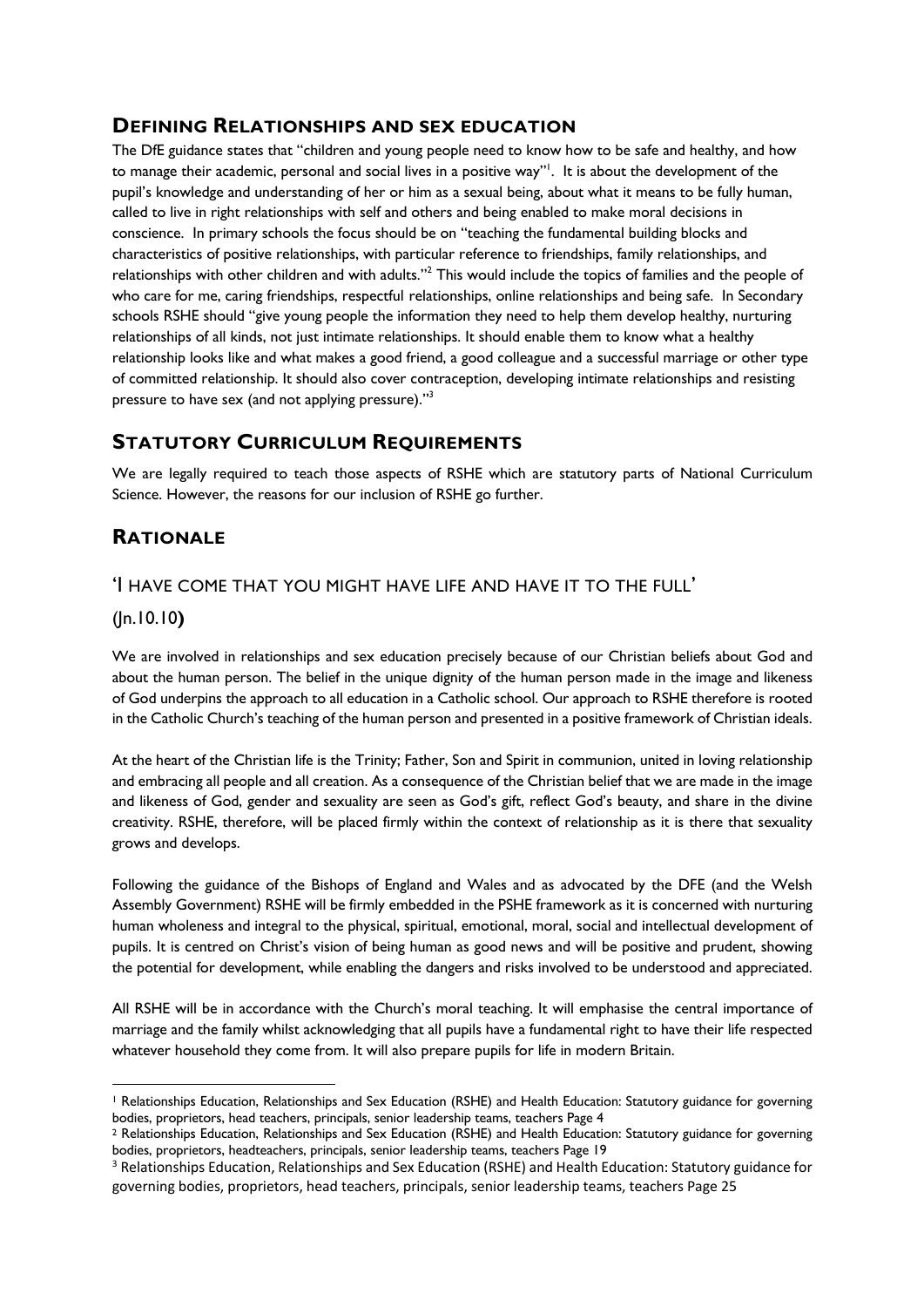## DEFINING RELATIONSHIPS AND SEX EDUCATION

The DfE guidance states that "children and young people need to know how to be safe and healthy, and how to manage their academic, personal and social lives in a positive way"[1]. It is about the development of the pupil's knowledge and understanding of her or him as a sexual being, about what it means to be fully human, called to live in right relationships with self and others and being enabled to make moral decisions in conscience. In primary schools the focus should be on "teaching the fundamental building blocks and characteristics of positive relationships, with particular reference to friendships, family relationships, and relationships with other children and with adults."[2] This would include the topics of families and the people of who care for me, caring friendships, respectful relationships, online relationships and being safe. In Secondary schools RSHE should "give young people the information they need to help them develop healthy, nurturing relationships of all kinds, not just intimate relationships. It should enable them to know what a healthy relationship looks like and what makes a good friend, a good colleague and a successful marriage or other type of committed relationship. It should also cover contraception, developing intimate relationships and resisting pressure to have sex (and not applying pressure)."[3]

## STATUTORY CURRICULUM REQUIREMENTS

We are legally required to teach those aspects of RSHE which are statutory parts of National Curriculum Science. However, the reasons for our inclusion of RSHE go further.

## RATIONALE

### 'I HAVE COME THAT YOU MIGHT HAVE LIFE AND HAVE IT TO THE FULL'

### (Jn.10.10)

We are involved in relationships and sex education precisely because of our Christian beliefs about God and about the human person. The belief in the unique dignity of the human person made in the image and likeness of God underpins the approach to all education in a Catholic school. Our approach to RSHE therefore is rooted in the Catholic Church's teaching of the human person and presented in a positive framework of Christian ideals.

At the heart of the Christian life is the Trinity; Father, Son and Spirit in communion, united in loving relationship and embracing all people and all creation. As a consequence of the Christian belief that we are made in the image and likeness of God, gender and sexuality are seen as God's gift, reflect God's beauty, and share in the divine creativity. RSHE, therefore, will be placed firmly within the context of relationship as it is there that sexuality grows and develops.

Following the guidance of the Bishops of England and Wales and as advocated by the DFE (and the Welsh Assembly Government) RSHE will be firmly embedded in the PSHE framework as it is concerned with nurturing human wholeness and integral to the physical, spiritual, emotional, moral, social and intellectual development of pupils. It is centred on Christ's vision of being human as good news and will be positive and prudent, showing the potential for development, while enabling the dangers and risks involved to be understood and appreciated.

All RSHE will be in accordance with the Church's moral teaching. It will emphasise the central importance of marriage and the family whilst acknowledging that all pupils have a fundamental right to have their life respected whatever household they come from. It will also prepare pupils for life in modern Britain.

---

[1] Relationships Education, Relationships and Sex Education (RSHE) and Health Education: Statutory guidance for governing bodies, proprietors, head teachers, principals, senior leadership teams, teachers Page 4

[2] Relationships Education, Relationships and Sex Education (RSHE) and Health Education: Statutory guidance for governing bodies, proprietors, headteachers, principals, senior leadership teams, teachers Page 19

[3] Relationships Education, Relationships and Sex Education (RSHE) and Health Education: Statutory guidance for governing bodies, proprietors, head teachers, principals, senior leadership teams, teachers Page 25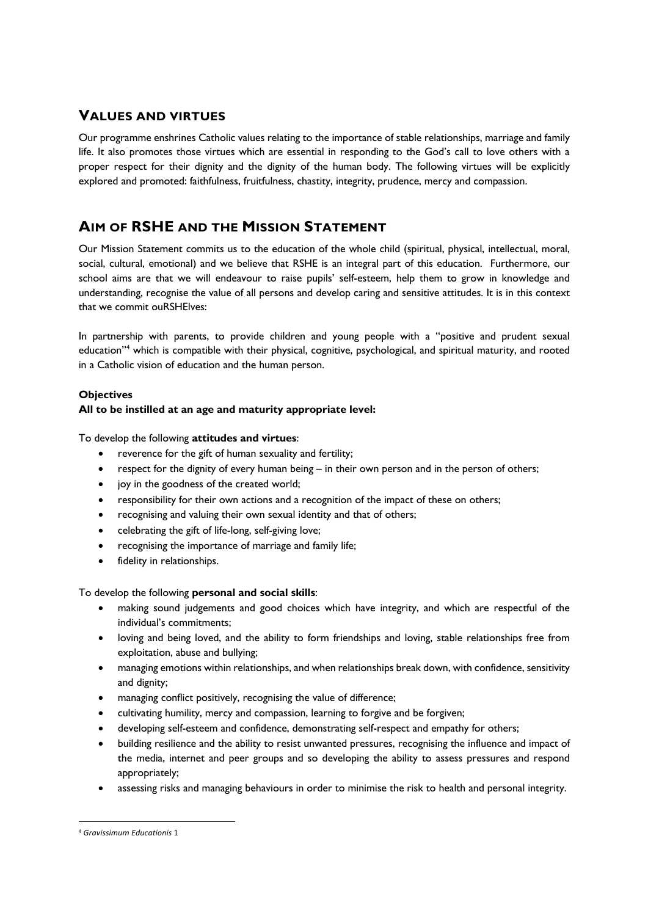## VALUES AND VIRTUES

Our programme enshrines Catholic values relating to the importance of stable relationships, marriage and family life. It also promotes those virtues which are essential in responding to the God's call to love others with a proper respect for their dignity and the dignity of the human body. The following virtues will be explicitly explored and promoted: faithfulness, fruitfulness, chastity, integrity, prudence, mercy and compassion.

## AIM OF RSHE AND THE MISSION STATEMENT

Our Mission Statement commits us to the education of the whole child (spiritual, physical, intellectual, moral, social, cultural, emotional) and we believe that RSHE is an integral part of this education. Furthermore, our school aims are that we will endeavour to raise pupils' self-esteem, help them to grow in knowledge and understanding, recognise the value of all persons and develop caring and sensitive attitudes. It is in this context that we commit ouRSHElves:

In partnership with parents, to provide children and young people with a "positive and prudent sexual education"[4] which is compatible with their physical, cognitive, psychological, and spiritual maturity, and rooted in a Catholic vision of education and the human person.

**Objectives**
**All to be instilled at an age and maturity appropriate level:**

To develop the following **attitudes and virtues**:

- reverence for the gift of human sexuality and fertility;
- respect for the dignity of every human being – in their own person and in the person of others;
- joy in the goodness of the created world;
- responsibility for their own actions and a recognition of the impact of these on others;
- recognising and valuing their own sexual identity and that of others;
- celebrating the gift of life-long, self-giving love;
- recognising the importance of marriage and family life;
- fidelity in relationships.

To develop the following **personal and social skills**:

- making sound judgements and good choices which have integrity, and which are respectful of the individual's commitments;
- loving and being loved, and the ability to form friendships and loving, stable relationships free from exploitation, abuse and bullying;
- managing emotions within relationships, and when relationships break down, with confidence, sensitivity and dignity;
- managing conflict positively, recognising the value of difference;
- cultivating humility, mercy and compassion, learning to forgive and be forgiven;
- developing self-esteem and confidence, demonstrating self-respect and empathy for others;
- building resilience and the ability to resist unwanted pressures, recognising the influence and impact of the media, internet and peer groups and so developing the ability to assess pressures and respond appropriately;
- assessing risks and managing behaviours in order to minimise the risk to health and personal integrity.

---

[4] *Gravissimum Educationis* 1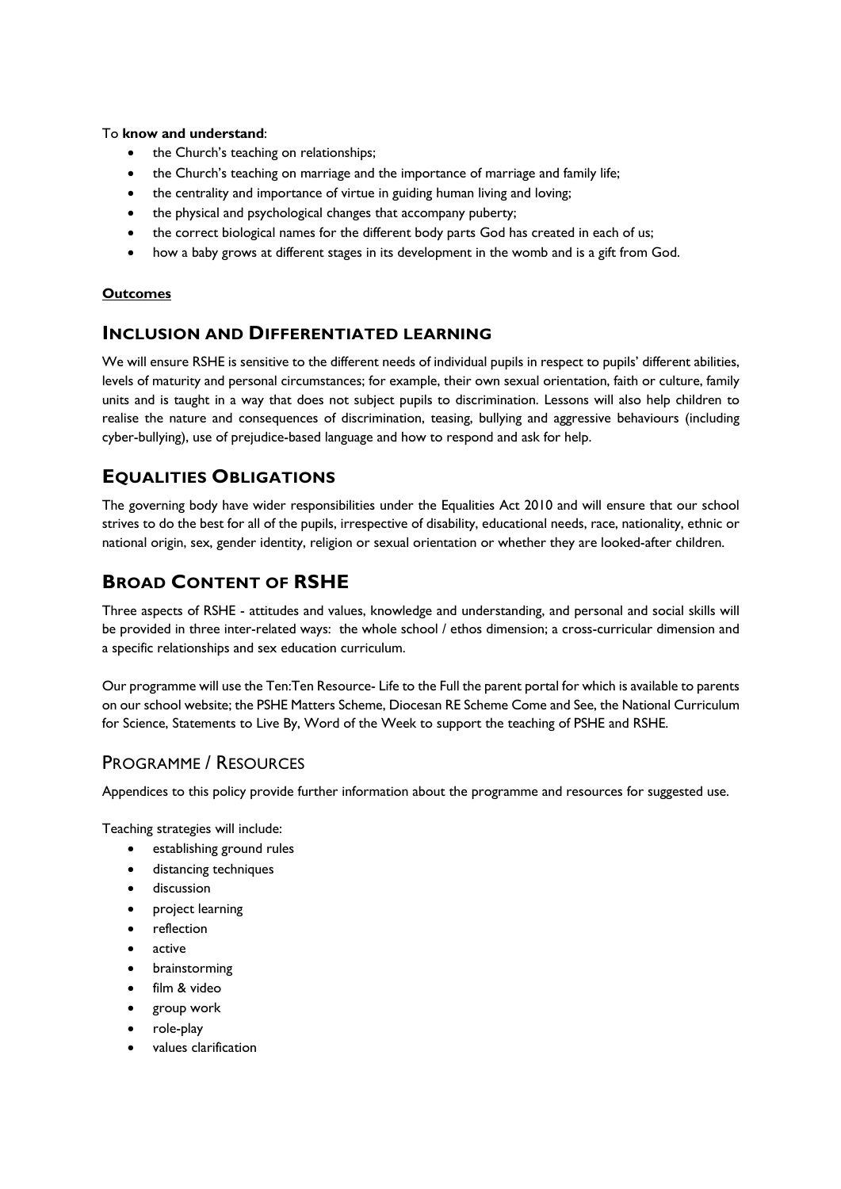To **know and understand**:

- the Church's teaching on relationships;
- the Church's teaching on marriage and the importance of marriage and family life;
- the centrality and importance of virtue in guiding human living and loving;
- the physical and psychological changes that accompany puberty;
- the correct biological names for the different body parts God has created in each of us;
- how a baby grows at different stages in its development in the womb and is a gift from God.

**Outcomes**

## INCLUSION AND DIFFERENTIATED LEARNING

We will ensure RSHE is sensitive to the different needs of individual pupils in respect to pupils' different abilities, levels of maturity and personal circumstances; for example, their own sexual orientation, faith or culture, family units and is taught in a way that does not subject pupils to discrimination. Lessons will also help children to realise the nature and consequences of discrimination, teasing, bullying and aggressive behaviours (including cyber-bullying), use of prejudice-based language and how to respond and ask for help.

## EQUALITIES OBLIGATIONS

The governing body have wider responsibilities under the Equalities Act 2010 and will ensure that our school strives to do the best for all of the pupils, irrespective of disability, educational needs, race, nationality, ethnic or national origin, sex, gender identity, religion or sexual orientation or whether they are looked-after children.

## BROAD CONTENT OF RSHE

Three aspects of RSHE - attitudes and values, knowledge and understanding, and personal and social skills will be provided in three inter-related ways: the whole school / ethos dimension; a cross-curricular dimension and a specific relationships and sex education curriculum.

Our programme will use the Ten:Ten Resource- Life to the Full the parent portal for which is available to parents on our school website; the PSHE Matters Scheme, Diocesan RE Scheme Come and See, the National Curriculum for Science, Statements to Live By, Word of the Week to support the teaching of PSHE and RSHE.

### PROGRAMME / RESOURCES

Appendices to this policy provide further information about the programme and resources for suggested use.

Teaching strategies will include:

- establishing ground rules
- distancing techniques
- discussion
- project learning
- reflection
- active
- brainstorming
- film & video
- group work
- role-play
- values clarification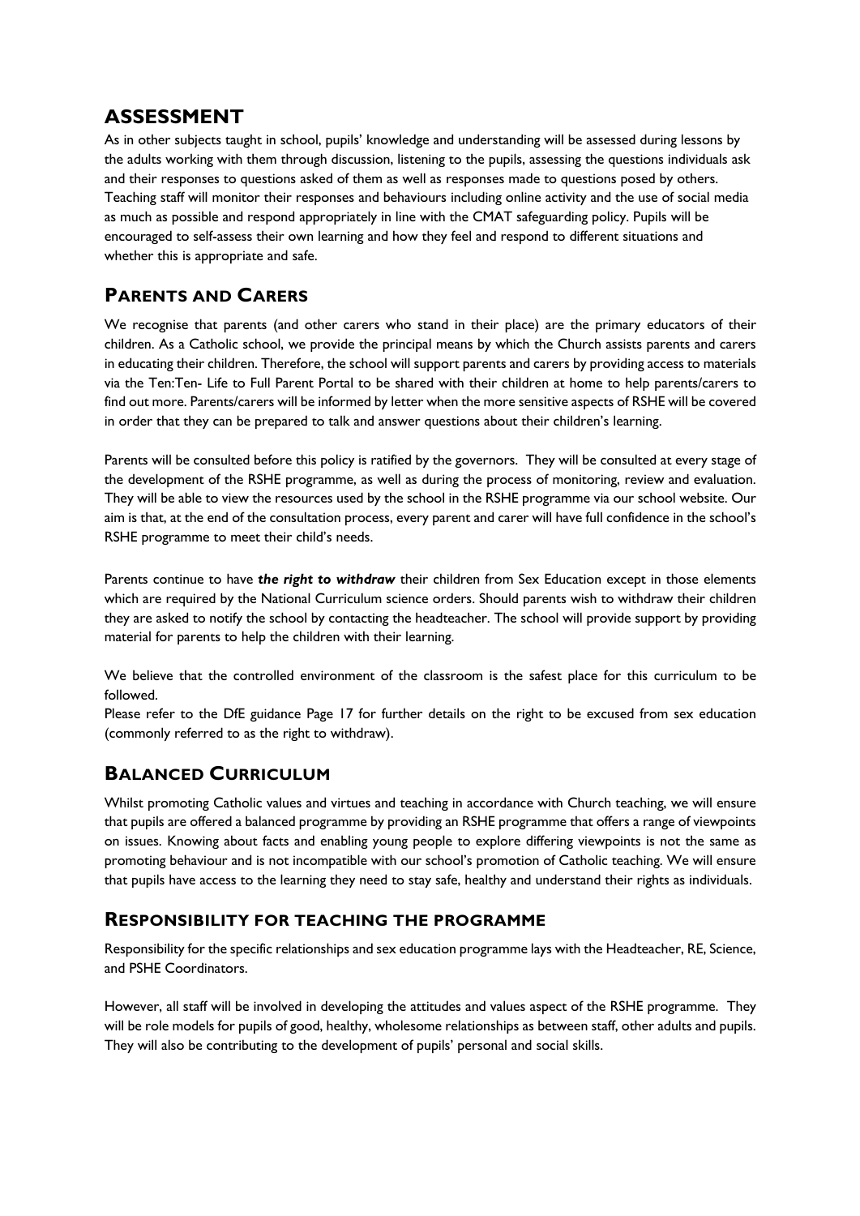## ASSESSMENT

As in other subjects taught in school, pupils' knowledge and understanding will be assessed during lessons by the adults working with them through discussion, listening to the pupils, assessing the questions individuals ask and their responses to questions asked of them as well as responses made to questions posed by others. Teaching staff will monitor their responses and behaviours including online activity and the use of social media as much as possible and respond appropriately in line with the CMAT safeguarding policy. Pupils will be encouraged to self-assess their own learning and how they feel and respond to different situations and whether this is appropriate and safe.

## PARENTS AND CARERS

We recognise that parents (and other carers who stand in their place) are the primary educators of their children. As a Catholic school, we provide the principal means by which the Church assists parents and carers in educating their children. Therefore, the school will support parents and carers by providing access to materials via the Ten:Ten- Life to Full Parent Portal to be shared with their children at home to help parents/carers to find out more. Parents/carers will be informed by letter when the more sensitive aspects of RSHE will be covered in order that they can be prepared to talk and answer questions about their children's learning.

Parents will be consulted before this policy is ratified by the governors. They will be consulted at every stage of the development of the RSHE programme, as well as during the process of monitoring, review and evaluation. They will be able to view the resources used by the school in the RSHE programme via our school website. Our aim is that, at the end of the consultation process, every parent and carer will have full confidence in the school's RSHE programme to meet their child's needs.

Parents continue to have ***the right to withdraw*** their children from Sex Education except in those elements which are required by the National Curriculum science orders. Should parents wish to withdraw their children they are asked to notify the school by contacting the headteacher. The school will provide support by providing material for parents to help the children with their learning.

We believe that the controlled environment of the classroom is the safest place for this curriculum to be followed.

Please refer to the DfE guidance Page 17 for further details on the right to be excused from sex education (commonly referred to as the right to withdraw).

## BALANCED CURRICULUM

Whilst promoting Catholic values and virtues and teaching in accordance with Church teaching, we will ensure that pupils are offered a balanced programme by providing an RSHE programme that offers a range of viewpoints on issues. Knowing about facts and enabling young people to explore differing viewpoints is not the same as promoting behaviour and is not incompatible with our school's promotion of Catholic teaching. We will ensure that pupils have access to the learning they need to stay safe, healthy and understand their rights as individuals.

### RESPONSIBILITY FOR TEACHING THE PROGRAMME

Responsibility for the specific relationships and sex education programme lays with the Headteacher, RE, Science, and PSHE Coordinators.

However, all staff will be involved in developing the attitudes and values aspect of the RSHE programme. They will be role models for pupils of good, healthy, wholesome relationships as between staff, other adults and pupils. They will also be contributing to the development of pupils' personal and social skills.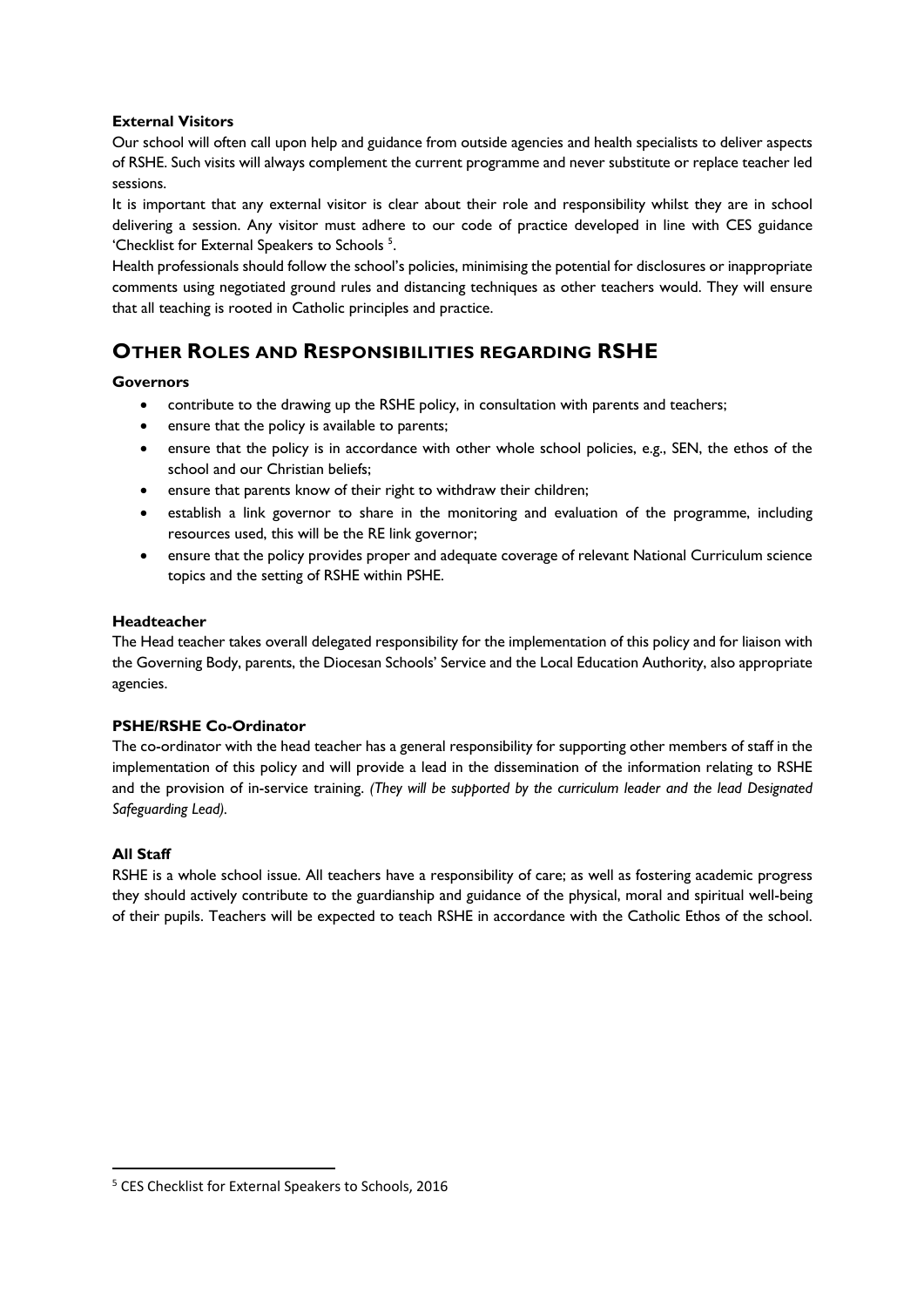**External Visitors**

Our school will often call upon help and guidance from outside agencies and health specialists to deliver aspects of RSHE. Such visits will always complement the current programme and never substitute or replace teacher led sessions.

It is important that any external visitor is clear about their role and responsibility whilst they are in school delivering a session. Any visitor must adhere to our code of practice developed in line with CES guidance 'Checklist for External Speakers to Schools [5].

Health professionals should follow the school's policies, minimising the potential for disclosures or inappropriate comments using negotiated ground rules and distancing techniques as other teachers would. They will ensure that all teaching is rooted in Catholic principles and practice.

## OTHER ROLES AND RESPONSIBILITIES REGARDING RSHE

**Governors**

- contribute to the drawing up the RSHE policy, in consultation with parents and teachers;
- ensure that the policy is available to parents;
- ensure that the policy is in accordance with other whole school policies, e.g., SEN, the ethos of the school and our Christian beliefs;
- ensure that parents know of their right to withdraw their children;
- establish a link governor to share in the monitoring and evaluation of the programme, including resources used, this will be the RE link governor;
- ensure that the policy provides proper and adequate coverage of relevant National Curriculum science topics and the setting of RSHE within PSHE.

**Headteacher**

The Head teacher takes overall delegated responsibility for the implementation of this policy and for liaison with the Governing Body, parents, the Diocesan Schools' Service and the Local Education Authority, also appropriate agencies.

**PSHE/RSHE Co-Ordinator**

The co-ordinator with the head teacher has a general responsibility for supporting other members of staff in the implementation of this policy and will provide a lead in the dissemination of the information relating to RSHE and the provision of in-service training. *(They will be supported by the curriculum leader and the lead Designated Safeguarding Lead).*

**All Staff**

RSHE is a whole school issue. All teachers have a responsibility of care; as well as fostering academic progress they should actively contribute to the guardianship and guidance of the physical, moral and spiritual well-being of their pupils. Teachers will be expected to teach RSHE in accordance with the Catholic Ethos of the school.

---

[5] CES Checklist for External Speakers to Schools, 2016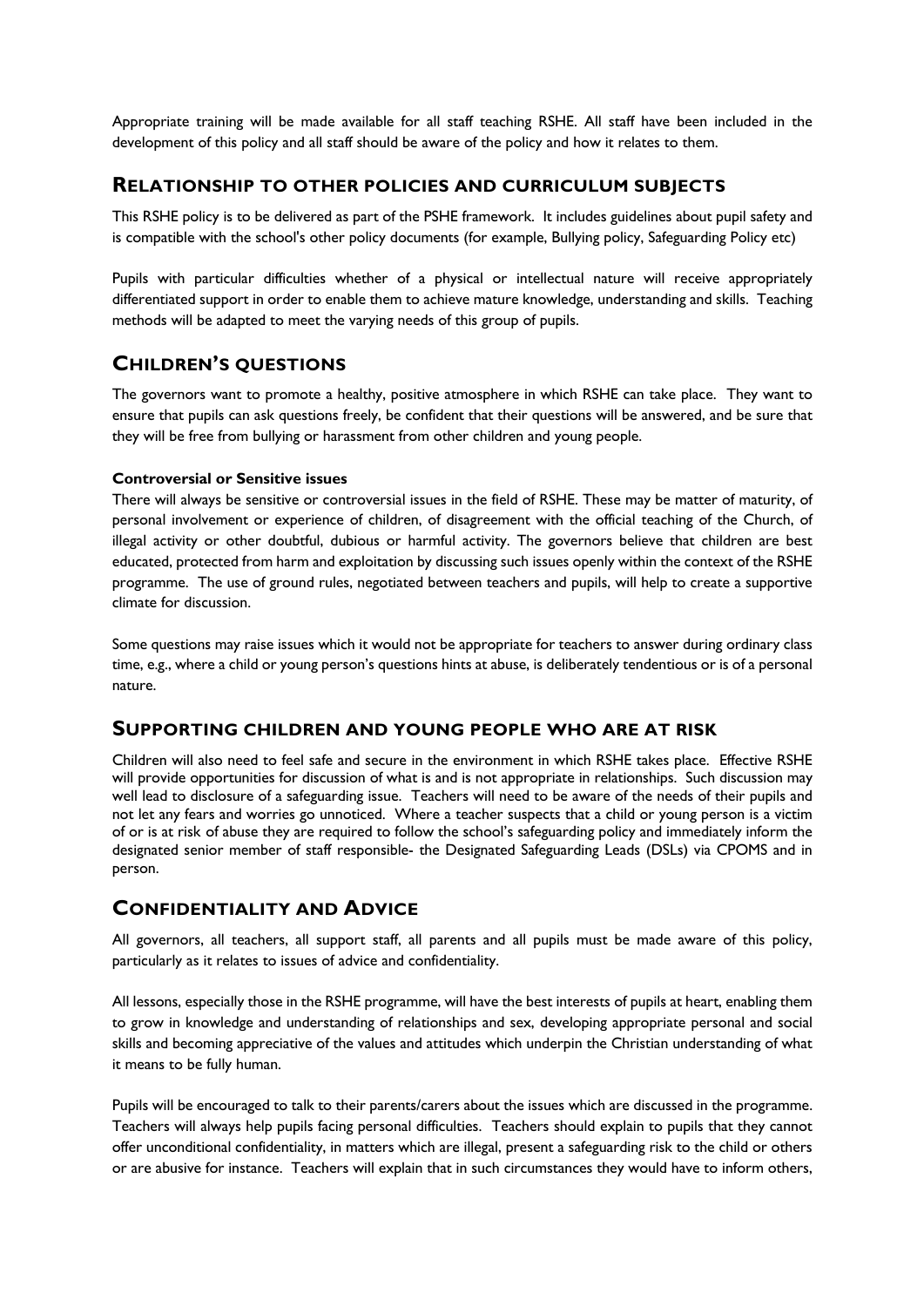Appropriate training will be made available for all staff teaching RSHE. All staff have been included in the development of this policy and all staff should be aware of the policy and how it relates to them.

## RELATIONSHIP TO OTHER POLICIES AND CURRICULUM SUBJECTS

This RSHE policy is to be delivered as part of the PSHE framework. It includes guidelines about pupil safety and is compatible with the school's other policy documents (for example, Bullying policy, Safeguarding Policy etc)

Pupils with particular difficulties whether of a physical or intellectual nature will receive appropriately differentiated support in order to enable them to achieve mature knowledge, understanding and skills. Teaching methods will be adapted to meet the varying needs of this group of pupils.

## CHILDREN'S QUESTIONS

The governors want to promote a healthy, positive atmosphere in which RSHE can take place. They want to ensure that pupils can ask questions freely, be confident that their questions will be answered, and be sure that they will be free from bullying or harassment from other children and young people.

**Controversial or Sensitive issues**

There will always be sensitive or controversial issues in the field of RSHE. These may be matter of maturity, of personal involvement or experience of children, of disagreement with the official teaching of the Church, of illegal activity or other doubtful, dubious or harmful activity. The governors believe that children are best educated, protected from harm and exploitation by discussing such issues openly within the context of the RSHE programme. The use of ground rules, negotiated between teachers and pupils, will help to create a supportive climate for discussion.

Some questions may raise issues which it would not be appropriate for teachers to answer during ordinary class time, e.g., where a child or young person's questions hints at abuse, is deliberately tendentious or is of a personal nature.

## SUPPORTING CHILDREN AND YOUNG PEOPLE WHO ARE AT RISK

Children will also need to feel safe and secure in the environment in which RSHE takes place. Effective RSHE will provide opportunities for discussion of what is and is not appropriate in relationships. Such discussion may well lead to disclosure of a safeguarding issue. Teachers will need to be aware of the needs of their pupils and not let any fears and worries go unnoticed. Where a teacher suspects that a child or young person is a victim of or is at risk of abuse they are required to follow the school's safeguarding policy and immediately inform the designated senior member of staff responsible- the Designated Safeguarding Leads (DSLs) via CPOMS and in person.

## CONFIDENTIALITY AND ADVICE

All governors, all teachers, all support staff, all parents and all pupils must be made aware of this policy, particularly as it relates to issues of advice and confidentiality.

All lessons, especially those in the RSHE programme, will have the best interests of pupils at heart, enabling them to grow in knowledge and understanding of relationships and sex, developing appropriate personal and social skills and becoming appreciative of the values and attitudes which underpin the Christian understanding of what it means to be fully human.

Pupils will be encouraged to talk to their parents/carers about the issues which are discussed in the programme. Teachers will always help pupils facing personal difficulties. Teachers should explain to pupils that they cannot offer unconditional confidentiality, in matters which are illegal, present a safeguarding risk to the child or others or are abusive for instance. Teachers will explain that in such circumstances they would have to inform others,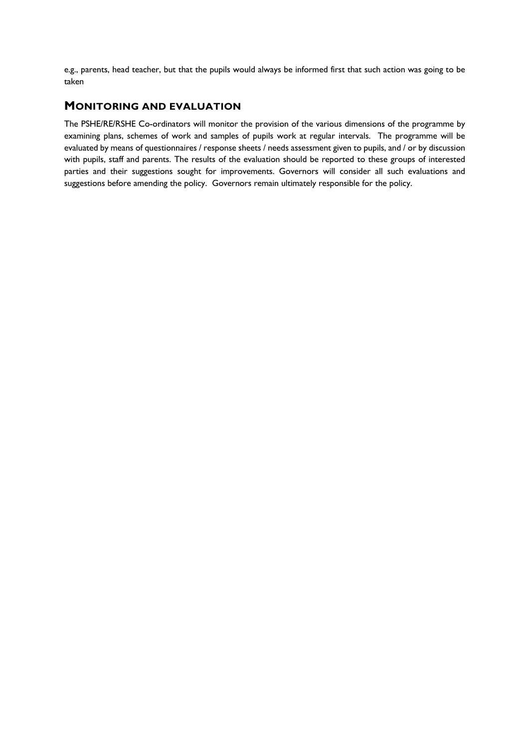e.g., parents, head teacher, but that the pupils would always be informed first that such action was going to be taken

## Monitoring and evaluation

The PSHE/RE/RSHE Co-ordinators will monitor the provision of the various dimensions of the programme by examining plans, schemes of work and samples of pupils work at regular intervals. The programme will be evaluated by means of questionnaires / response sheets / needs assessment given to pupils, and / or by discussion with pupils, staff and parents. The results of the evaluation should be reported to these groups of interested parties and their suggestions sought for improvements. Governors will consider all such evaluations and suggestions before amending the policy. Governors remain ultimately responsible for the policy.